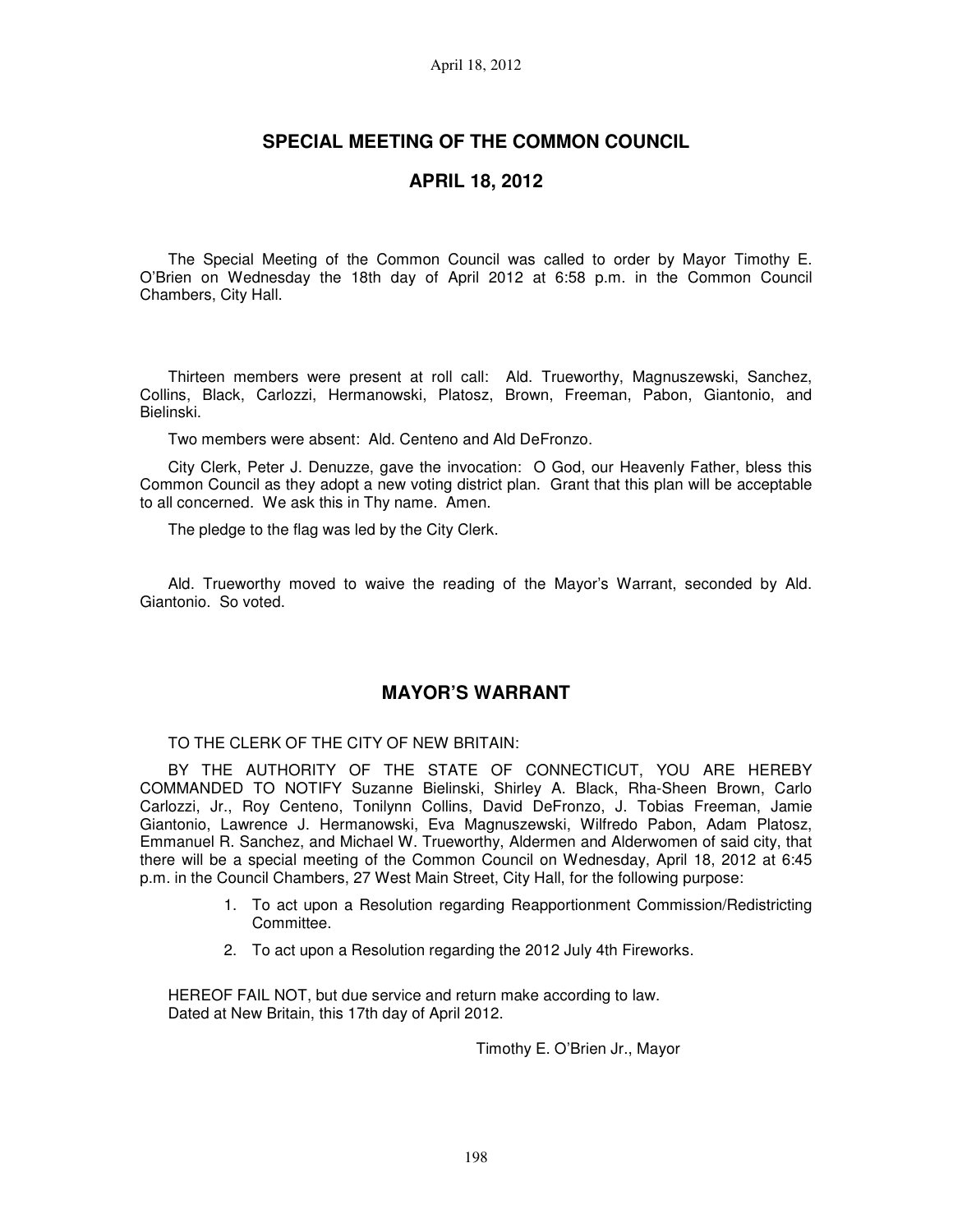## SPECIAL MEETING OF THE COMMON COUNCIL

## APRIL 18, 2012

The Special Meeting of the Common Council was called to order by Mayor Timothy E. O'Brien on Wednesday the 18th day of April 2012 at 6:58 p.m. in the Common Council Chambers, City Hall.

Thirteen members were present at roll call: Ald. Trueworthy, Magnuszewski, Sanchez, Collins, Black, Carlozzi, Hermanowski, Platosz, Brown, Freeman, Pabon, Giantonio, and Bielinski.

Two members were absent: Ald. Centeno and Ald DeFronzo.

City Clerk, Peter J. Denuzze, gave the invocation: O God, our Heavenly Father, bless this Common Council as they adopt a new voting district plan. Grant that this plan will be acceptable to all concerned. We ask this in Thy name. Amen.

The pledge to the flag was led by the City Clerk.

Ald. Trueworthy moved to waive the reading of the Mayor's Warrant, seconded by Ald. Giantonio. So voted.

## MAYOR'S WARRANT

TO THE CLERK OF THE CITY OF NEW BRITAIN:

BY THE AUTHORITY OF THE STATE OF CONNECTICUT, YOU ARE HEREBY COMMANDED TO NOTIFY Suzanne Bielinski, Shirley A. Black, Rha-Sheen Brown, Carlo Carlozzi, Jr., Roy Centeno, Tonilynn Collins, David DeFronzo, J. Tobias Freeman, Jamie Giantonio, Lawrence J. Hermanowski, Eva Magnuszewski, Wilfredo Pabon, Adam Platosz, Emmanuel R. Sanchez, and Michael W. Trueworthy, Aldermen and Alderwomen of said city, that there will be a special meeting of the Common Council on Wednesday, April 18, 2012 at 6:45 p.m. in the Council Chambers, 27 West Main Street, City Hall, for the following purpose:

1. To act upon a Resolution regarding Reapportionment Commission/Redistricting Committee.
2. To act upon a Resolution regarding the 2012 July 4th Fireworks.

HEREOF FAIL NOT, but due service and return make according to law.
Dated at New Britain, this 17th day of April 2012.

Timothy E. O'Brien Jr., Mayor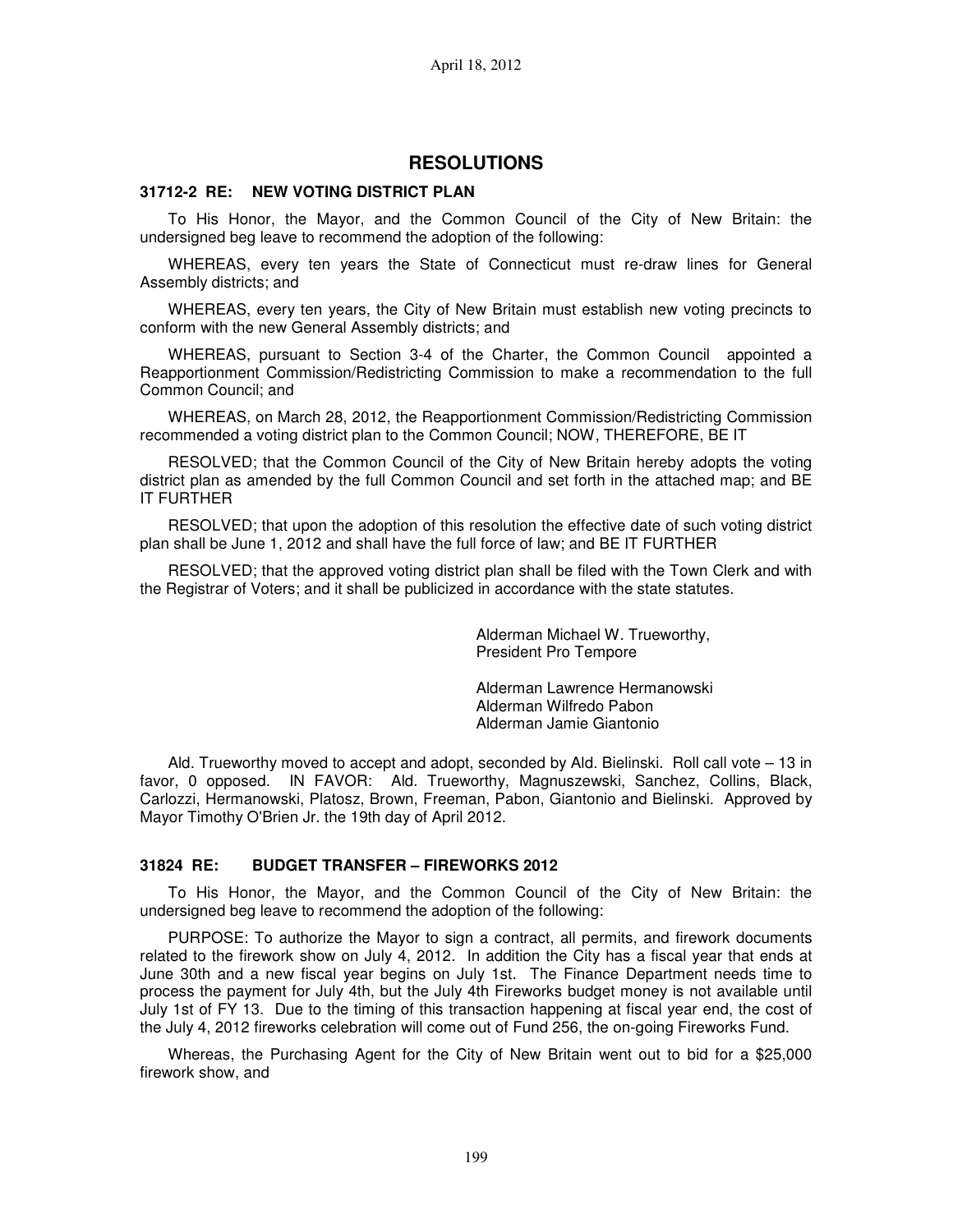# RESOLUTIONS

### 31712-2 RE: NEW VOTING DISTRICT PLAN

To His Honor, the Mayor, and the Common Council of the City of New Britain: the undersigned beg leave to recommend the adoption of the following:

WHEREAS, every ten years the State of Connecticut must re-draw lines for General Assembly districts; and

WHEREAS, every ten years, the City of New Britain must establish new voting precincts to conform with the new General Assembly districts; and

WHEREAS, pursuant to Section 3-4 of the Charter, the Common Council appointed a Reapportionment Commission/Redistricting Commission to make a recommendation to the full Common Council; and

WHEREAS, on March 28, 2012, the Reapportionment Commission/Redistricting Commission recommended a voting district plan to the Common Council; NOW, THEREFORE, BE IT

RESOLVED; that the Common Council of the City of New Britain hereby adopts the voting district plan as amended by the full Common Council and set forth in the attached map; and BE IT FURTHER

RESOLVED; that upon the adoption of this resolution the effective date of such voting district plan shall be June 1, 2012 and shall have the full force of law; and BE IT FURTHER

RESOLVED; that the approved voting district plan shall be filed with the Town Clerk and with the Registrar of Voters; and it shall be publicized in accordance with the state statutes.

Alderman Michael W. Trueworthy,
President Pro Tempore

Alderman Lawrence Hermanowski
Alderman Wilfredo Pabon
Alderman Jamie Giantonio

Ald. Trueworthy moved to accept and adopt, seconded by Ald. Bielinski. Roll call vote – 13 in favor, 0 opposed. IN FAVOR: Ald. Trueworthy, Magnuszewski, Sanchez, Collins, Black, Carlozzi, Hermanowski, Platosz, Brown, Freeman, Pabon, Giantonio and Bielinski. Approved by Mayor Timothy O'Brien Jr. the 19th day of April 2012.

### 31824 RE: BUDGET TRANSFER – FIREWORKS 2012

To His Honor, the Mayor, and the Common Council of the City of New Britain: the undersigned beg leave to recommend the adoption of the following:

PURPOSE: To authorize the Mayor to sign a contract, all permits, and firework documents related to the firework show on July 4, 2012. In addition the City has a fiscal year that ends at June 30th and a new fiscal year begins on July 1st. The Finance Department needs time to process the payment for July 4th, but the July 4th Fireworks budget money is not available until July 1st of FY 13. Due to the timing of this transaction happening at fiscal year end, the cost of the July 4, 2012 fireworks celebration will come out of Fund 256, the on-going Fireworks Fund.

Whereas, the Purchasing Agent for the City of New Britain went out to bid for a $25,000 firework show, and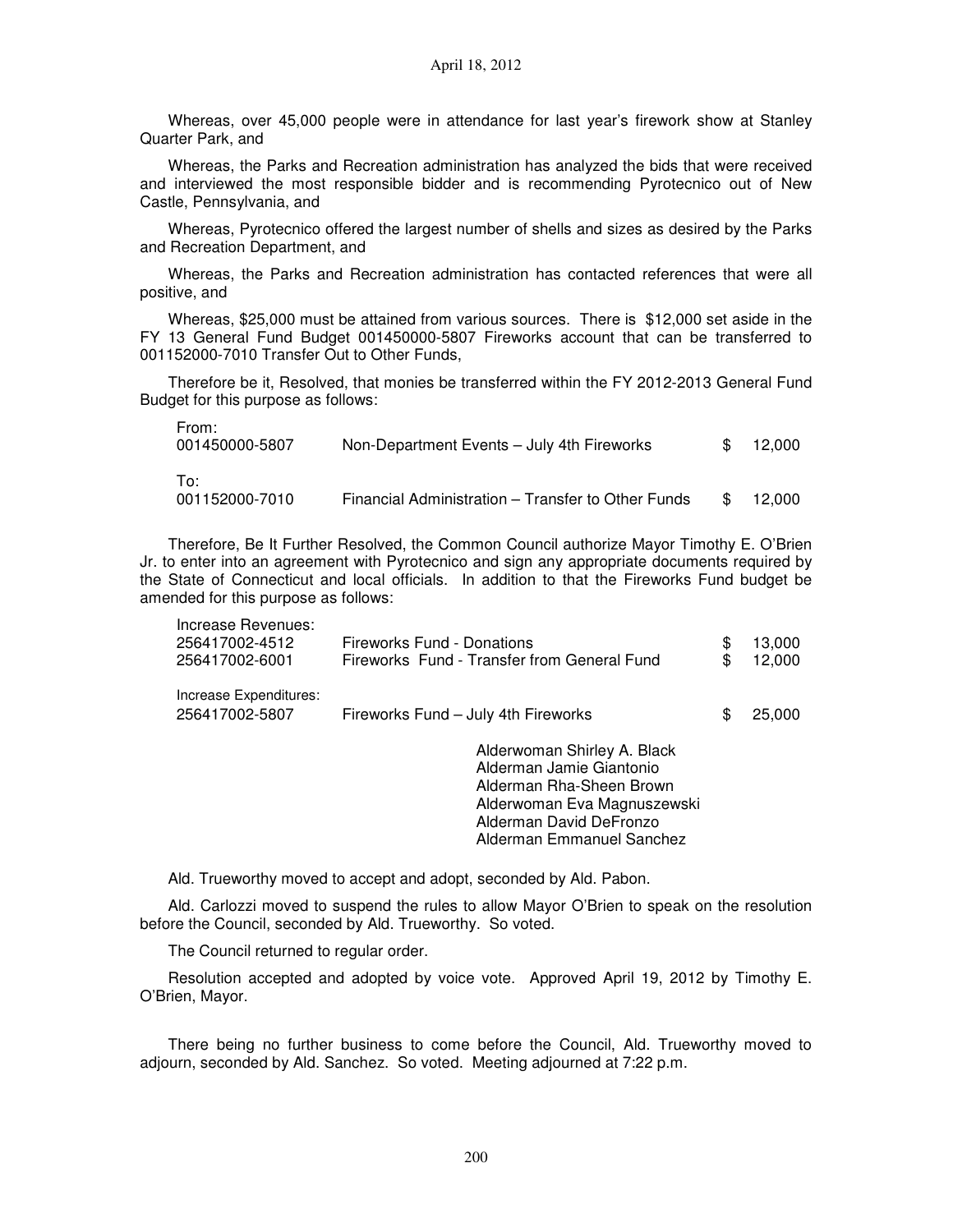Whereas, over 45,000 people were in attendance for last year's firework show at Stanley Quarter Park, and

Whereas, the Parks and Recreation administration has analyzed the bids that were received and interviewed the most responsible bidder and is recommending Pyrotecnico out of New Castle, Pennsylvania, and

Whereas, Pyrotecnico offered the largest number of shells and sizes as desired by the Parks and Recreation Department, and

Whereas, the Parks and Recreation administration has contacted references that were all positive, and

Whereas, $25,000 must be attained from various sources. There is $12,000 set aside in the FY 13 General Fund Budget 001450000-5807 Fireworks account that can be transferred to 001152000-7010 Transfer Out to Other Funds,

Therefore be it, Resolved, that monies be transferred within the FY 2012-2013 General Fund Budget for this purpose as follows:

| | | |
|---|---|---|
| From: 001450000-5807 | Non-Department Events – July 4th Fireworks | $ 12,000 |
| To: 001152000-7010 | Financial Administration – Transfer to Other Funds | $ 12,000 |

Therefore, Be It Further Resolved, the Common Council authorize Mayor Timothy E. O'Brien Jr. to enter into an agreement with Pyrotecnico and sign any appropriate documents required by the State of Connecticut and local officials. In addition to that the Fireworks Fund budget be amended for this purpose as follows:

| | | |
|---|---|---|
| Increase Revenues: | | |
| 256417002-4512 | Fireworks Fund - Donations | $ 13,000 |
| 256417002-6001 | Fireworks Fund - Transfer from General Fund | $ 12,000 |
| Increase Expenditures: | | |
| 256417002-5807 | Fireworks Fund – July 4th Fireworks | $ 25,000 |

Alderwoman Shirley A. Black
Alderman Jamie Giantonio
Alderman Rha-Sheen Brown
Alderwoman Eva Magnuszewski
Alderman David DeFronzo
Alderman Emmanuel Sanchez

Ald. Trueworthy moved to accept and adopt, seconded by Ald. Pabon.

Ald. Carlozzi moved to suspend the rules to allow Mayor O'Brien to speak on the resolution before the Council, seconded by Ald. Trueworthy. So voted.

The Council returned to regular order.

Resolution accepted and adopted by voice vote. Approved April 19, 2012 by Timothy E. O'Brien, Mayor.

There being no further business to come before the Council, Ald. Trueworthy moved to adjourn, seconded by Ald. Sanchez. So voted. Meeting adjourned at 7:22 p.m.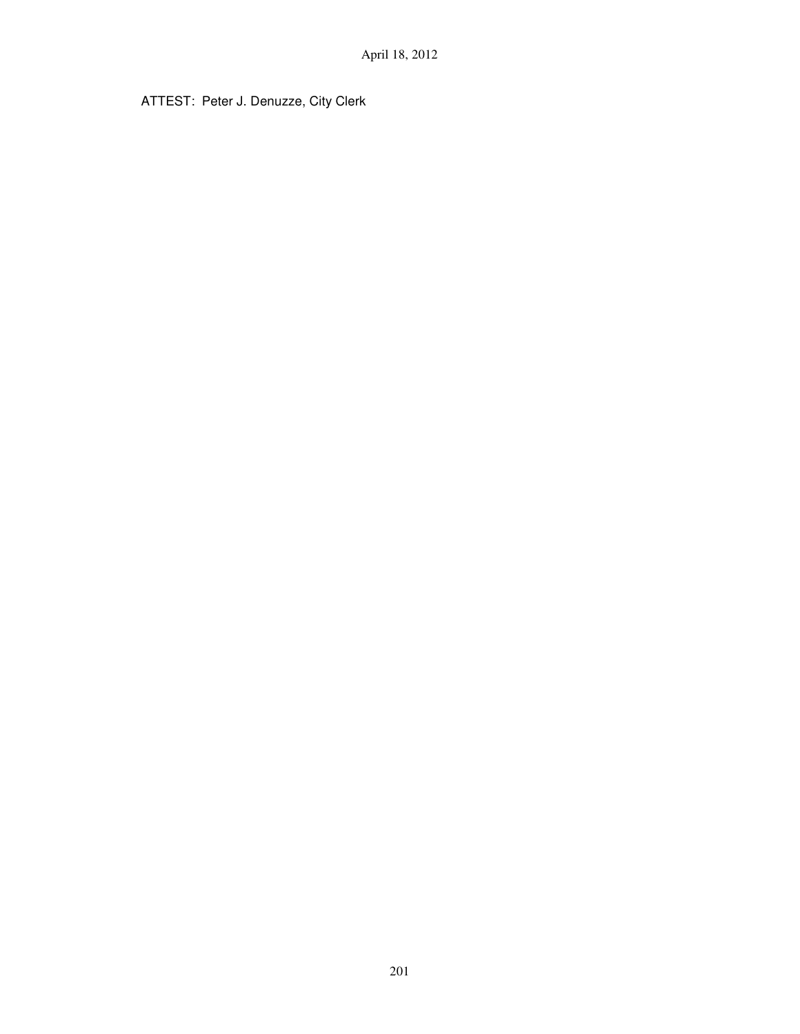ATTEST: Peter J. Denuzze, City Clerk